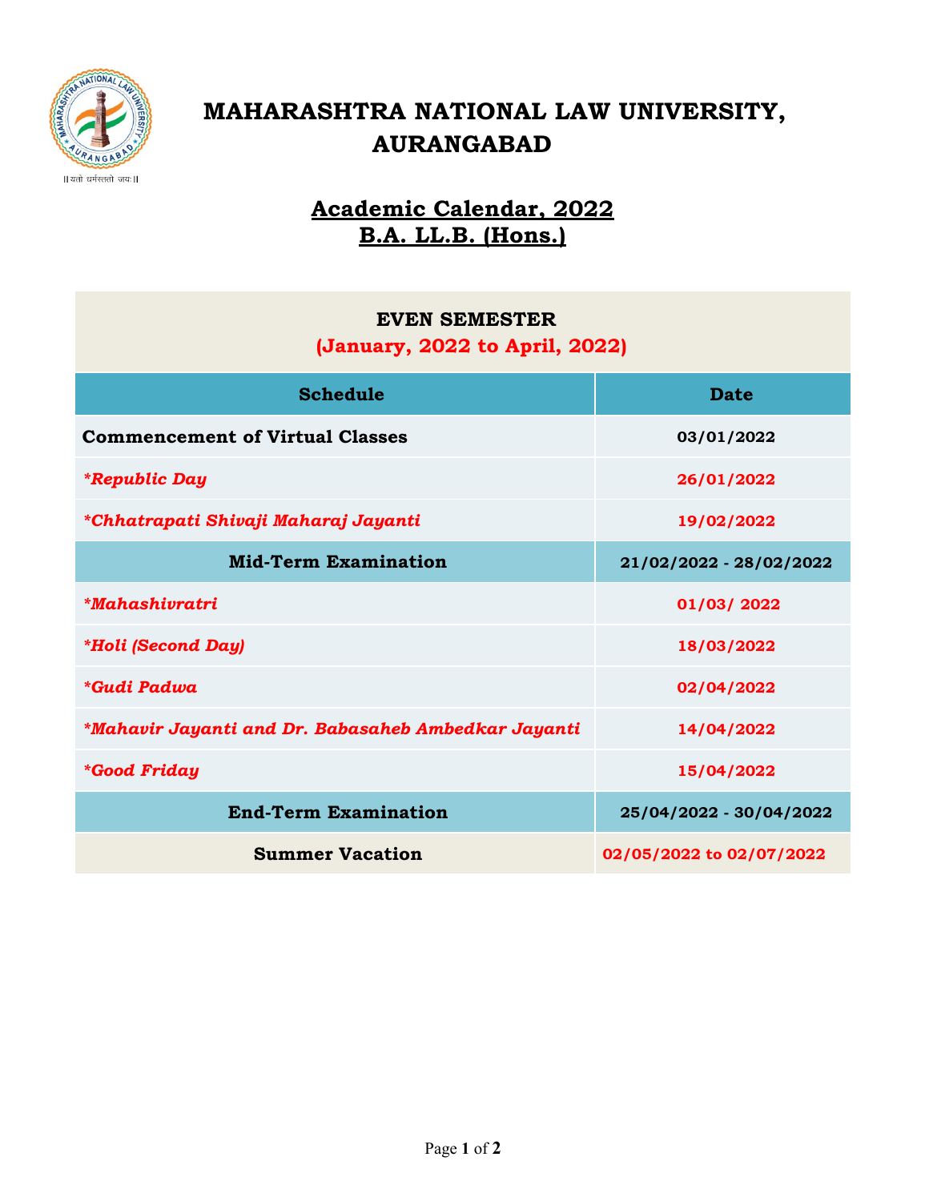# MAHARASHTRA NATIONAL LAW UNIVERSITY, AURANGABAD

## Academic Calendar, 2022
## B.A. LL.B. (Hons.)

| EVEN SEMESTER (January, 2022 to April, 2022) | |
|---|---|
| **Schedule** | **Date** |
| **Commencement of Virtual Classes** | **03/01/2022** |
| ***Republic Day*** | **26/01/2022** |
| ***Chhatrapati Shivaji Maharaj Jayanti*** | **19/02/2022** |
| **Mid-Term Examination** | **21/02/2022 - 28/02/2022** |
| ***Mahashivratri*** | **01/03/ 2022** |
| ***Holi (Second Day)*** | **18/03/2022** |
| ***Gudi Padwa*** | **02/04/2022** |
| ***Mahavir Jayanti and Dr. Babasaheb Ambedkar Jayanti*** | **14/04/2022** |
| ***Good Friday*** | **15/04/2022** |
| **End-Term Examination** | **25/04/2022 - 30/04/2022** |
| **Summer Vacation** | **02/05/2022 to 02/07/2022** |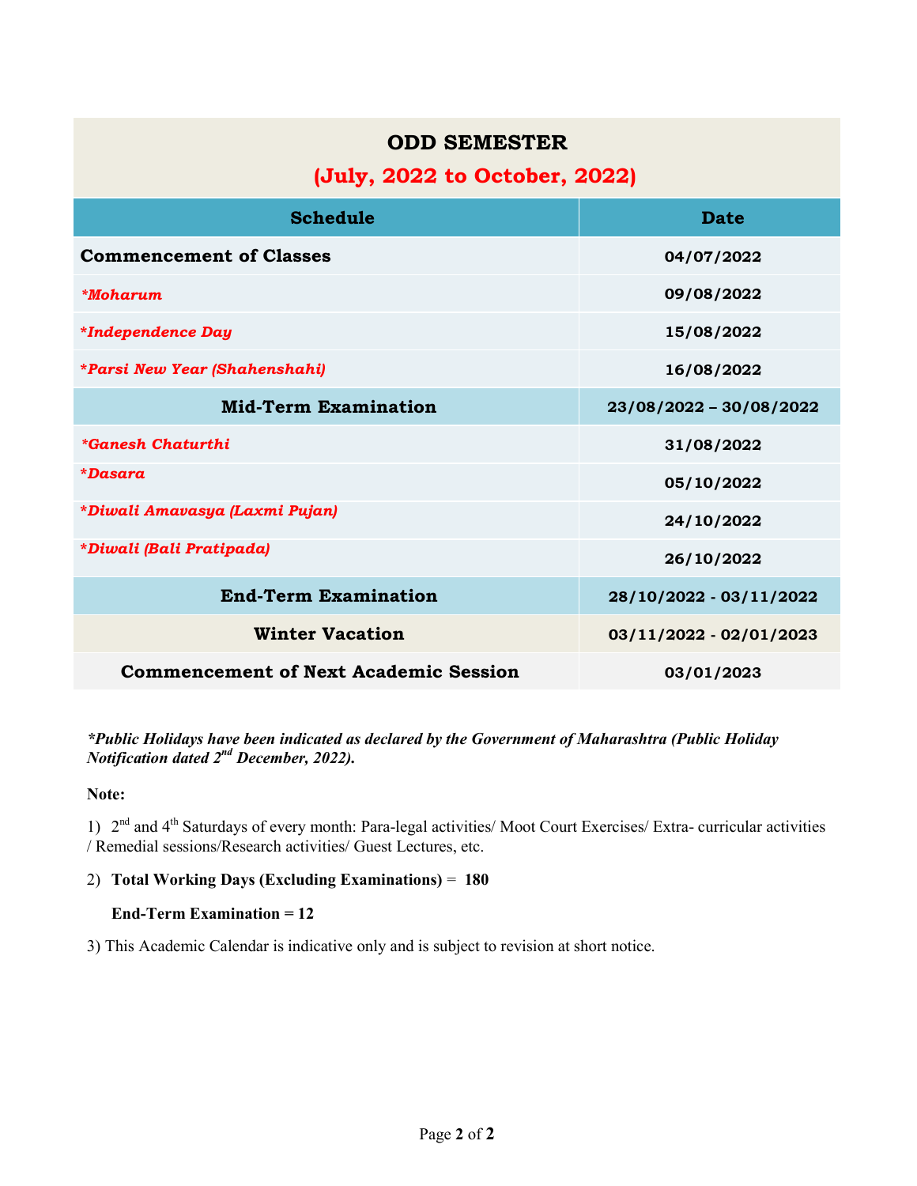## ODD SEMESTER

## (July, 2022 to October, 2022)

| Schedule | Date |
|---|---|
| **Commencement of Classes** | **04/07/2022** |
| ***Moharum** | **09/08/2022** |
| ***Independence Day** | **15/08/2022** |
| ***Parsi New Year (Shahenshahi)** | **16/08/2022** |
| **Mid-Term Examination** | **23/08/2022 – 30/08/2022** |
| ***Ganesh Chaturthi** | **31/08/2022** |
| ***Dasara** | **05/10/2022** |
| ***Diwali Amavasya (Laxmi Pujan)** | **24/10/2022** |
| ***Diwali (Bali Pratipada)** | **26/10/2022** |
| **End-Term Examination** | **28/10/2022 - 03/11/2022** |
| **Winter Vacation** | **03/11/2022 - 02/01/2023** |
| **Commencement of Next Academic Session** | **03/01/2023** |

***Public Holidays have been indicated as declared by the Government of Maharashtra (Public Holiday Notification dated 2nd December, 2022).***

**Note:**

1) 2nd and 4th Saturdays of every month: Para-legal activities/ Moot Court Exercises/ Extra- curricular activities / Remedial sessions/Research activities/ Guest Lectures, etc.

2) **Total Working Days (Excluding Examinations) = 180**

   **End-Term Examination = 12**

3) This Academic Calendar is indicative only and is subject to revision at short notice.